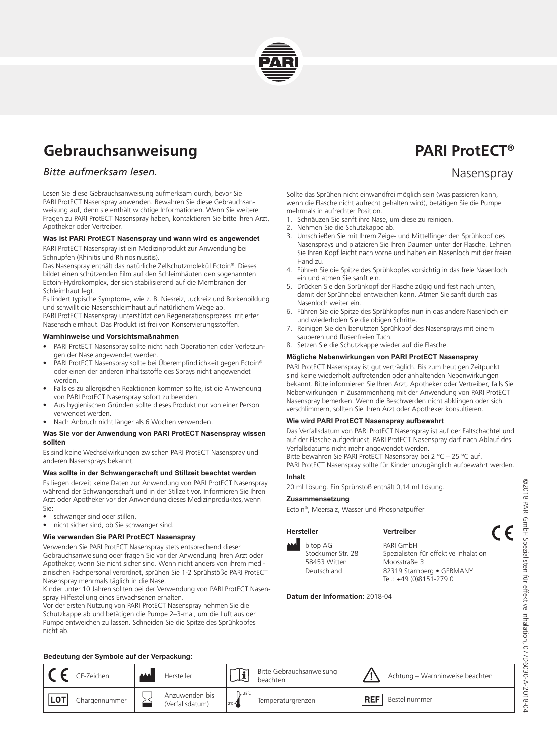# Gebrauchsanweisung

*Bitte aufmerksam lesen.*

# PARI ProtECT®

Nasenspray

Lesen Sie diese Gebrauchsanweisung aufmerksam durch, bevor Sie PARI ProtECT Nasenspray anwenden. Bewahren Sie diese Gebrauchsanweisung auf, denn sie enthält wichtige Informationen. Wenn Sie weitere Fragen zu PARI ProtECT Nasenspray haben, kontaktieren Sie bitte Ihren Arzt, Apotheker oder Vertreiber.

### Was ist PARI ProtECT Nasenspray und wann wird es angewendet

PARI ProtECT Nasenspray ist ein Medizinprodukt zur Anwendung bei Schnupfen (Rhinitis und Rhinosinusitis).

Das Nasenspray enthält das natürliche Zellschutzmolekül Ectoin®. Dieses bildet einen schützenden Film auf den Schleimhäuten den sogenannten Ectoin-Hydrokomplex, der sich stabilisierend auf die Membranen der Schleimhaut legt.

Es lindert typische Symptome, wie z. B. Niesreiz, Juckreiz und Borkenbildung und schwillt die Nasenschleimhaut auf natürlichem Wege ab.

PARI ProtECT Nasenspray unterstützt den Regenerationsprozess irritierter Nasenschleimhaut. Das Produkt ist frei von Konservierungsstoffen.

### Warnhinweise und Vorsichtsmaßnahmen

- PARI ProtECT Nasenspray sollte nicht nach Operationen oder Verletzungen der Nase angewendet werden.
- PARI ProtECT Nasenspray sollte bei Überempfindlichkeit gegen Ectoin® oder einen der anderen Inhaltsstoffe des Sprays nicht angewendet werden.
- Falls es zu allergischen Reaktionen kommen sollte, ist die Anwendung von PARI ProtECT Nasenspray sofort zu beenden.
- Aus hygienischen Gründen sollte dieses Produkt nur von einer Person verwendet werden.
- Nach Anbruch nicht länger als 6 Wochen verwenden.

### Was Sie vor der Anwendung von PARI ProtECT Nasenspray wissen sollten

Es sind keine Wechselwirkungen zwischen PARI ProtECT Nasenspray und anderen Nasensprays bekannt.

### Was sollte in der Schwangerschaft und Stillzeit beachtet werden

Es liegen derzeit keine Daten zur Anwendung von PARI ProtECT Nasenspray während der Schwangerschaft und in der Stillzeit vor. Informieren Sie Ihren Arzt oder Apotheker vor der Anwendung dieses Medizinproduktes, wenn Sie:

- schwanger sind oder stillen,
- nicht sicher sind, ob Sie schwanger sind.

### Wie verwenden Sie PARI ProtECT Nasenspray

Verwenden Sie PARI ProtECT Nasenspray stets entsprechend dieser Gebrauchsanweisung oder fragen Sie vor der Anwendung Ihren Arzt oder Apotheker, wenn Sie nicht sicher sind. Wenn nicht anders von ihrem medizinischen Fachpersonal verordnet, sprühen Sie 1-2 Sprühstöße PARI ProtECT Nasenspray mehrmals täglich in die Nase.

Kinder unter 10 Jahren sollten bei der Verwendung von PARI ProtECT Nasenspray Hilfestellung eines Erwachsenen erhalten.

Vor der ersten Nutzung von PARI ProtECT Nasenspray nehmen Sie die Schutzkappe ab und betätigen die Pumpe 2–3-mal, um die Luft aus der Pumpe entweichen zu lassen. Schneiden Sie die Spitze des Sprühkopfes nicht ab.

Sollte das Sprühen nicht einwandfrei möglich sein (was passieren kann, wenn die Flasche nicht aufrecht gehalten wird), betätigen Sie die Pumpe mehrmals in aufrechter Position.

1. Schnäuzen Sie sanft ihre Nase, um diese zu reinigen.
2. Nehmen Sie die Schutzkappe ab.
3. Umschließen Sie mit Ihrem Zeige- und Mittelfinger den Sprühkopf des Nasensprays und platzieren Sie Ihren Daumen unter der Flasche. Lehnen Sie Ihren Kopf leicht nach vorne und halten ein Nasenloch mit der freien Hand zu.
4. Führen Sie die Spitze des Sprühkopfes vorsichtig in das freie Nasenloch ein und atmen Sie sanft ein.
5. Drücken Sie den Sprühkopf der Flasche zügig und fest nach unten, damit der Sprühnebel entweichen kann. Atmen Sie sanft durch das Nasenloch weiter ein.
6. Führen Sie die Spitze des Sprühkopfes nun in das andere Nasenloch ein und wiederholen Sie die obigen Schritte.
7. Reinigen Sie den benutzten Sprühkopf des Nasensprays mit einem sauberen und flusenfreien Tuch.
8. Setzen Sie die Schutzkappe wieder auf die Flasche.

### Mögliche Nebenwirkungen von PARI ProtECT Nasenspray

PARI ProtECT Nasenspray ist gut verträglich. Bis zum heutigen Zeitpunkt sind keine wiederholt auftretenden oder anhaltenden Nebenwirkungen bekannt. Bitte informieren Sie Ihren Arzt, Apotheker oder Vertreiber, falls Sie Nebenwirkungen in Zusammenhang mit der Anwendung von PARI ProtECT Nasenspray bemerken. Wenn die Beschwerden nicht abklingen oder sich verschlimmern, sollten Sie Ihren Arzt oder Apotheker konsultieren.

### Wie wird PARI ProtECT Nasenspray aufbewahrt

Das Verfallsdatum von PARI ProtECT Nasenspray ist auf der Faltschachtel und auf der Flasche aufgedruckt. PARI ProtECT Nasenspray darf nach Ablauf des Verfallsdatums nicht mehr angewendet werden.

Bitte bewahren Sie PARI ProtECT Nasenspray bei 2 °C – 25 °C auf.

PARI ProtECT Nasenspray sollte für Kinder unzugänglich aufbewahrt werden.

### Inhalt

20 ml Lösung. Ein Sprühstoß enthält 0,14 ml Lösung.

### Zusammensetzung

Ectoin®, Meersalz, Wasser und Phosphatpuffer

**Hersteller**

bitop AG
Stockumer Str. 28
58453 Witten
Deutschland

**Vertreiber**

PARI GmbH
Spezialisten für effektive Inhalation
Moosstraße 3
82319 Starnberg • GERMANY
Tel.: +49 (0)8151-279 0

CE

**Datum der Information:** 2018-04

### Bedeutung der Symbole auf der Verpackung:

| Symbol | Bedeutung | Symbol | Bedeutung | Symbol | Bedeutung | Symbol | Bedeutung |
|---|---|---|---|---|---|---|---|
| CE | CE-Zeichen | | Hersteller | i | Bitte Gebrauchsanweisung beachten | ⚠ | Achtung – Warnhinweise beachten |
| LOT | Chargennummer | | Anzuwenden bis (Verfallsdatum) | 2°C – 25°C | Temperaturgrenzen | REF | Bestellnummer |

©2018 PARI GmbH Spezialisten für effektive Inhalation, 077D6030-A-2018-04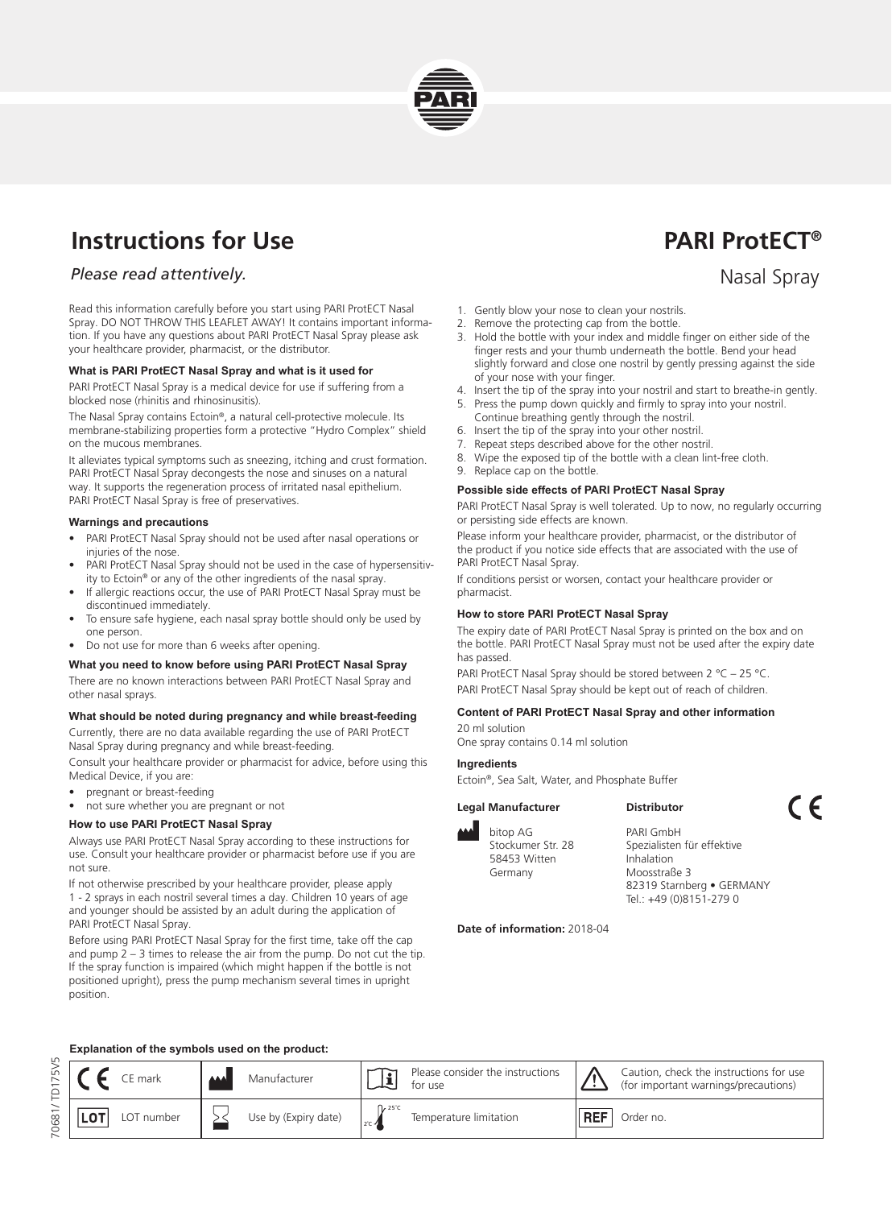# Instructions for Use

*Please read attentively.*

# PARI ProtECT®

## Nasal Spray

Read this information carefully before you start using PARI ProtECT Nasal Spray. DO NOT THROW THIS LEAFLET AWAY! It contains important information. If you have any questions about PARI ProtECT Nasal Spray please ask your healthcare provider, pharmacist, or the distributor.

### What is PARI ProtECT Nasal Spray and what is it used for

PARI ProtECT Nasal Spray is a medical device for use if suffering from a blocked nose (rhinitis and rhinosinusitis).

The Nasal Spray contains Ectoin®, a natural cell-protective molecule. Its membrane-stabilizing properties form a protective "Hydro Complex" shield on the mucous membranes.

It alleviates typical symptoms such as sneezing, itching and crust formation. PARI ProtECT Nasal Spray decongests the nose and sinuses on a natural way. It supports the regeneration process of irritated nasal epithelium. PARI ProtECT Nasal Spray is free of preservatives.

### Warnings and precautions

- PARI ProtECT Nasal Spray should not be used after nasal operations or injuries of the nose.
- PARI ProtECT Nasal Spray should not be used in the case of hypersensitivity to Ectoin® or any of the other ingredients of the nasal spray.
- If allergic reactions occur, the use of PARI ProtECT Nasal Spray must be discontinued immediately.
- To ensure safe hygiene, each nasal spray bottle should only be used by one person.
- Do not use for more than 6 weeks after opening.

### What you need to know before using PARI ProtECT Nasal Spray

There are no known interactions between PARI ProtECT Nasal Spray and other nasal sprays.

### What should be noted during pregnancy and while breast-feeding

Currently, there are no data available regarding the use of PARI ProtECT Nasal Spray during pregnancy and while breast-feeding.

Consult your healthcare provider or pharmacist for advice, before using this Medical Device, if you are:

- pregnant or breast-feeding
- not sure whether you are pregnant or not

### How to use PARI ProtECT Nasal Spray

Always use PARI ProtECT Nasal Spray according to these instructions for use. Consult your healthcare provider or pharmacist before use if you are not sure.

If not otherwise prescribed by your healthcare provider, please apply 1 - 2 sprays in each nostril several times a day. Children 10 years of age and younger should be assisted by an adult during the application of PARI ProtECT Nasal Spray.

Before using PARI ProtECT Nasal Spray for the first time, take off the cap and pump 2 – 3 times to release the air from the pump. Do not cut the tip. If the spray function is impaired (which might happen if the bottle is not positioned upright), press the pump mechanism several times in upright position.

1. Gently blow your nose to clean your nostrils.
2. Remove the protecting cap from the bottle.
3. Hold the bottle with your index and middle finger on either side of the finger rests and your thumb underneath the bottle. Bend your head slightly forward and close one nostril by gently pressing against the side of your nose with your finger.
4. Insert the tip of the spray into your nostril and start to breathe-in gently.
5. Press the pump down quickly and firmly to spray into your nostril. Continue breathing gently through the nostril.
6. Insert the tip of the spray into your other nostril.
7. Repeat steps described above for the other nostril.
8. Wipe the exposed tip of the bottle with a clean lint-free cloth.
9. Replace cap on the bottle.

### Possible side effects of PARI ProtECT Nasal Spray

PARI ProtECT Nasal Spray is well tolerated. Up to now, no regularly occurring or persisting side effects are known.

Please inform your healthcare provider, pharmacist, or the distributor of the product if you notice side effects that are associated with the use of PARI ProtECT Nasal Spray.

If conditions persist or worsen, contact your healthcare provider or pharmacist.

### How to store PARI ProtECT Nasal Spray

The expiry date of PARI ProtECT Nasal Spray is printed on the box and on the bottle. PARI ProtECT Nasal Spray must not be used after the expiry date has passed.

PARI ProtECT Nasal Spray should be stored between 2 °C – 25 °C.

PARI ProtECT Nasal Spray should be kept out of reach of children.

### Content of PARI ProtECT Nasal Spray and other information

20 ml solution
One spray contains 0.14 ml solution

### Ingredients

Ectoin®, Sea Salt, Water, and Phosphate Buffer

**Legal Manufacturer**

bitop AG
Stockumer Str. 28
58453 Witten
Germany

**Distributor**

PARI GmbH
Spezialisten für effektive Inhalation
Moosstraße 3
82319 Starnberg • GERMANY
Tel.: +49 (0)8151-279 0

CE

**Date of information:** 2018-04

**Explanation of the symbols used on the product:**

| | | | |
|---|---|---|---|
| CE mark | Manufacturer | Please consider the instructions for use | Caution, check the instructions for use (for important warnings/precautions) |
| LOT number | Use by (Expiry date) | Temperature limitation (2°C – 25°C) | REF Order no. |

70681/TD175V5